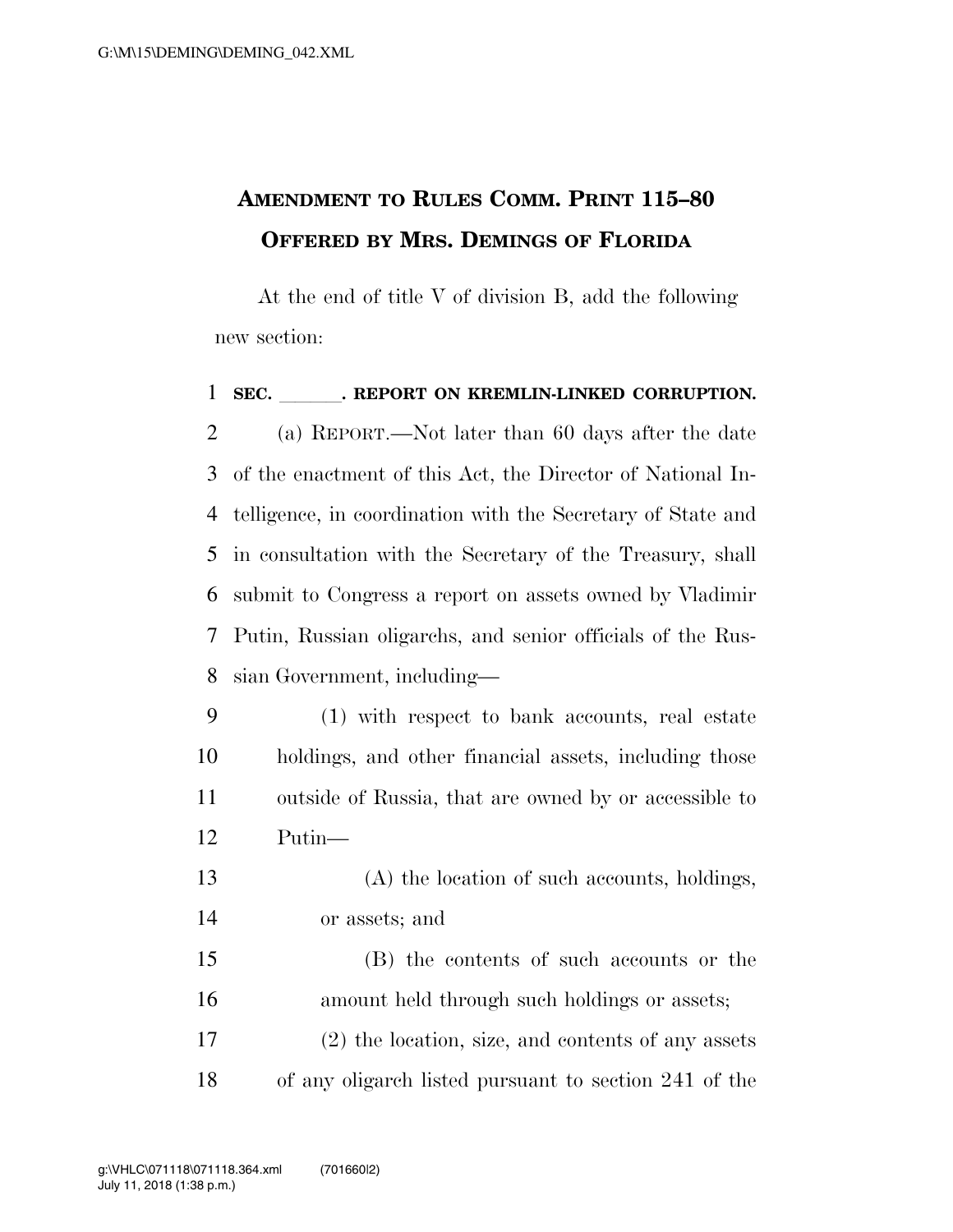# AMENDMENT TO RULES COMM. PRINT 115–80
## OFFERED BY MRS. DEMINGS OF FLORIDA

At the end of title V of division B, add the following new section:

**SEC. \_\_\_\_\_\_. REPORT ON KREMLIN-LINKED CORRUPTION.**

(a) REPORT.—Not later than 60 days after the date of the enactment of this Act, the Director of National Intelligence, in coordination with the Secretary of State and in consultation with the Secretary of the Treasury, shall submit to Congress a report on assets owned by Vladimir Putin, Russian oligarchs, and senior officials of the Russian Government, including—

(1) with respect to bank accounts, real estate holdings, and other financial assets, including those outside of Russia, that are owned by or accessible to Putin—

(A) the location of such accounts, holdings, or assets; and

(B) the contents of such accounts or the amount held through such holdings or assets;

(2) the location, size, and contents of any assets of any oligarch listed pursuant to section 241 of the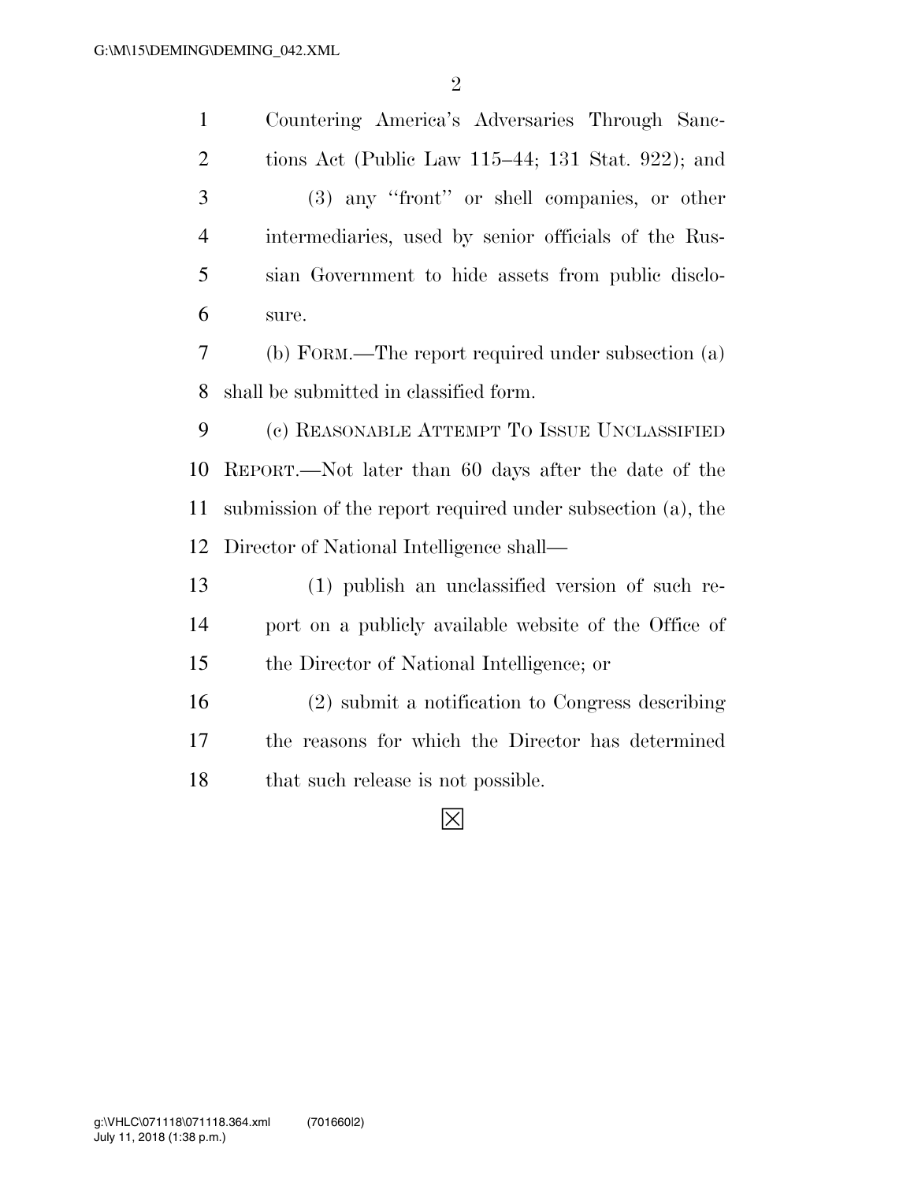Countering America's Adversaries Through Sanctions Act (Public Law 115–44; 131 Stat. 922); and

(3) any "front" or shell companies, or other intermediaries, used by senior officials of the Russian Government to hide assets from public disclosure.

(b) FORM.—The report required under subsection (a) shall be submitted in classified form.

(c) REASONABLE ATTEMPT TO ISSUE UNCLASSIFIED REPORT.—Not later than 60 days after the date of the submission of the report required under subsection (a), the Director of National Intelligence shall—

(1) publish an unclassified version of such report on a publicly available website of the Office of the Director of National Intelligence; or

(2) submit a notification to Congress describing the reasons for which the Director has determined that such release is not possible.